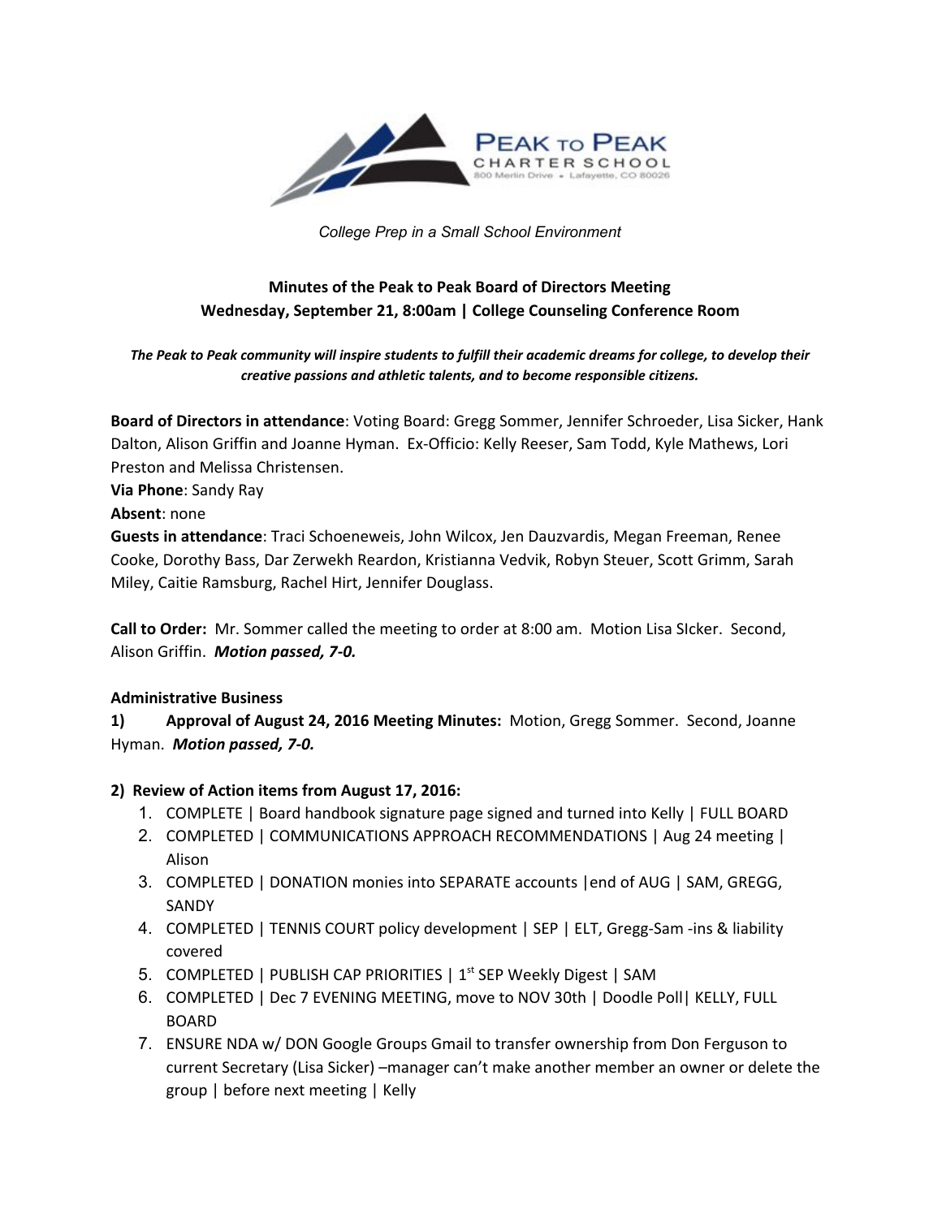PEAK TO PEAK
CHARTER SCHOOL
800 Merlin Drive • Lafayette, CO 80026

*College Prep in a Small School Environment*

**Minutes of the Peak to Peak Board of Directors Meeting**
**Wednesday, September 21, 8:00am | College Counseling Conference Room**

***The Peak to Peak community will inspire students to fulfill their academic dreams for college, to develop their creative passions and athletic talents, and to become responsible citizens.***

**Board of Directors in attendance**: Voting Board: Gregg Sommer, Jennifer Schroeder, Lisa Sicker, Hank Dalton, Alison Griffin and Joanne Hyman. Ex-Officio: Kelly Reeser, Sam Todd, Kyle Mathews, Lori Preston and Melissa Christensen.
**Via Phone**: Sandy Ray
**Absent**: none
**Guests in attendance**: Traci Schoeneweis, John Wilcox, Jen Dauzvardis, Megan Freeman, Renee Cooke, Dorothy Bass, Dar Zerwekh Reardon, Kristianna Vedvik, Robyn Steuer, Scott Grimm, Sarah Miley, Caitie Ramsburg, Rachel Hirt, Jennifer Douglass.

**Call to Order:** Mr. Sommer called the meeting to order at 8:00 am. Motion Lisa SIcker. Second, Alison Griffin. ***Motion passed, 7-0.***

**Administrative Business**

**1) Approval of August 24, 2016 Meeting Minutes:** Motion, Gregg Sommer. Second, Joanne Hyman. ***Motion passed, 7-0.***

**2) Review of Action items from August 17, 2016:**

1. COMPLETE | Board handbook signature page signed and turned into Kelly | FULL BOARD
2. COMPLETED | COMMUNICATIONS APPROACH RECOMMENDATIONS | Aug 24 meeting | Alison
3. COMPLETED | DONATION monies into SEPARATE accounts |end of AUG | SAM, GREGG, SANDY
4. COMPLETED | TENNIS COURT policy development | SEP | ELT, Gregg-Sam -ins & liability covered
5. COMPLETED | PUBLISH CAP PRIORITIES | 1st SEP Weekly Digest | SAM
6. COMPLETED | Dec 7 EVENING MEETING, move to NOV 30th | Doodle Poll| KELLY, FULL BOARD
7. ENSURE NDA w/ DON Google Groups Gmail to transfer ownership from Don Ferguson to current Secretary (Lisa Sicker) –manager can't make another member an owner or delete the group | before next meeting | Kelly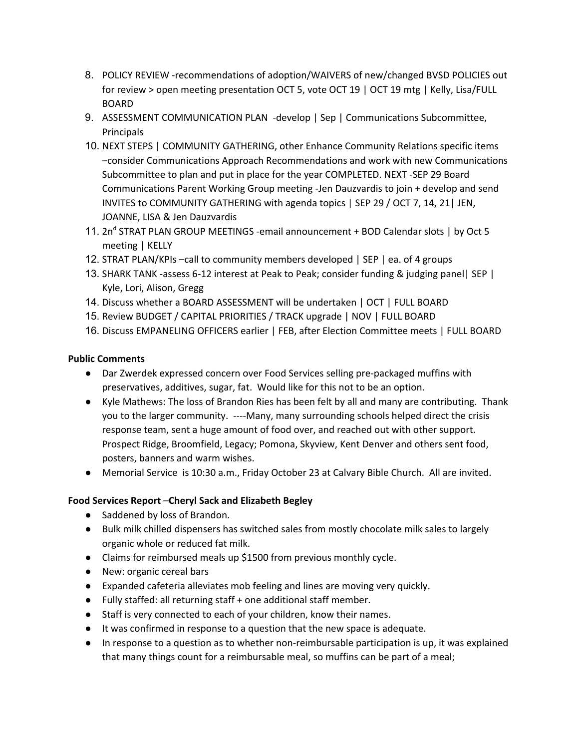8. POLICY REVIEW -recommendations of adoption/WAIVERS of new/changed BVSD POLICIES out for review > open meeting presentation OCT 5, vote OCT 19 | OCT 19 mtg | Kelly, Lisa/FULL BOARD
9. ASSESSMENT COMMUNICATION PLAN -develop | Sep | Communications Subcommittee, Principals
10. NEXT STEPS | COMMUNITY GATHERING, other Enhance Community Relations specific items –consider Communications Approach Recommendations and work with new Communications Subcommittee to plan and put in place for the year COMPLETED. NEXT -SEP 29 Board Communications Parent Working Group meeting -Jen Dauzvardis to join + develop and send INVITES to COMMUNITY GATHERING with agenda topics | SEP 29 / OCT 7, 14, 21| JEN, JOANNE, LISA & Jen Dauzvardis
11. 2n[d] STRAT PLAN GROUP MEETINGS -email announcement + BOD Calendar slots | by Oct 5 meeting | KELLY
12. STRAT PLAN/KPIs –call to community members developed | SEP | ea. of 4 groups
13. SHARK TANK -assess 6-12 interest at Peak to Peak; consider funding & judging panel| SEP | Kyle, Lori, Alison, Gregg
14. Discuss whether a BOARD ASSESSMENT will be undertaken | OCT | FULL BOARD
15. Review BUDGET / CAPITAL PRIORITIES / TRACK upgrade | NOV | FULL BOARD
16. Discuss EMPANELING OFFICERS earlier | FEB, after Election Committee meets | FULL BOARD

**Public Comments**

- Dar Zwerdek expressed concern over Food Services selling pre-packaged muffins with preservatives, additives, sugar, fat. Would like for this not to be an option.
- Kyle Mathews: The loss of Brandon Ries has been felt by all and many are contributing. Thank you to the larger community. ----Many, many surrounding schools helped direct the crisis response team, sent a huge amount of food over, and reached out with other support. Prospect Ridge, Broomfield, Legacy; Pomona, Skyview, Kent Denver and others sent food, posters, banners and warm wishes.
- Memorial Service is 10:30 a.m., Friday October 23 at Calvary Bible Church. All are invited.

**Food Services Report** –**Cheryl Sack and Elizabeth Begley**

- Saddened by loss of Brandon.
- Bulk milk chilled dispensers has switched sales from mostly chocolate milk sales to largely organic whole or reduced fat milk.
- Claims for reimbursed meals up $1500 from previous monthly cycle.
- New: organic cereal bars
- Expanded cafeteria alleviates mob feeling and lines are moving very quickly.
- Fully staffed: all returning staff + one additional staff member.
- Staff is very connected to each of your children, know their names.
- It was confirmed in response to a question that the new space is adequate.
- In response to a question as to whether non-reimbursable participation is up, it was explained that many things count for a reimbursable meal, so muffins can be part of a meal;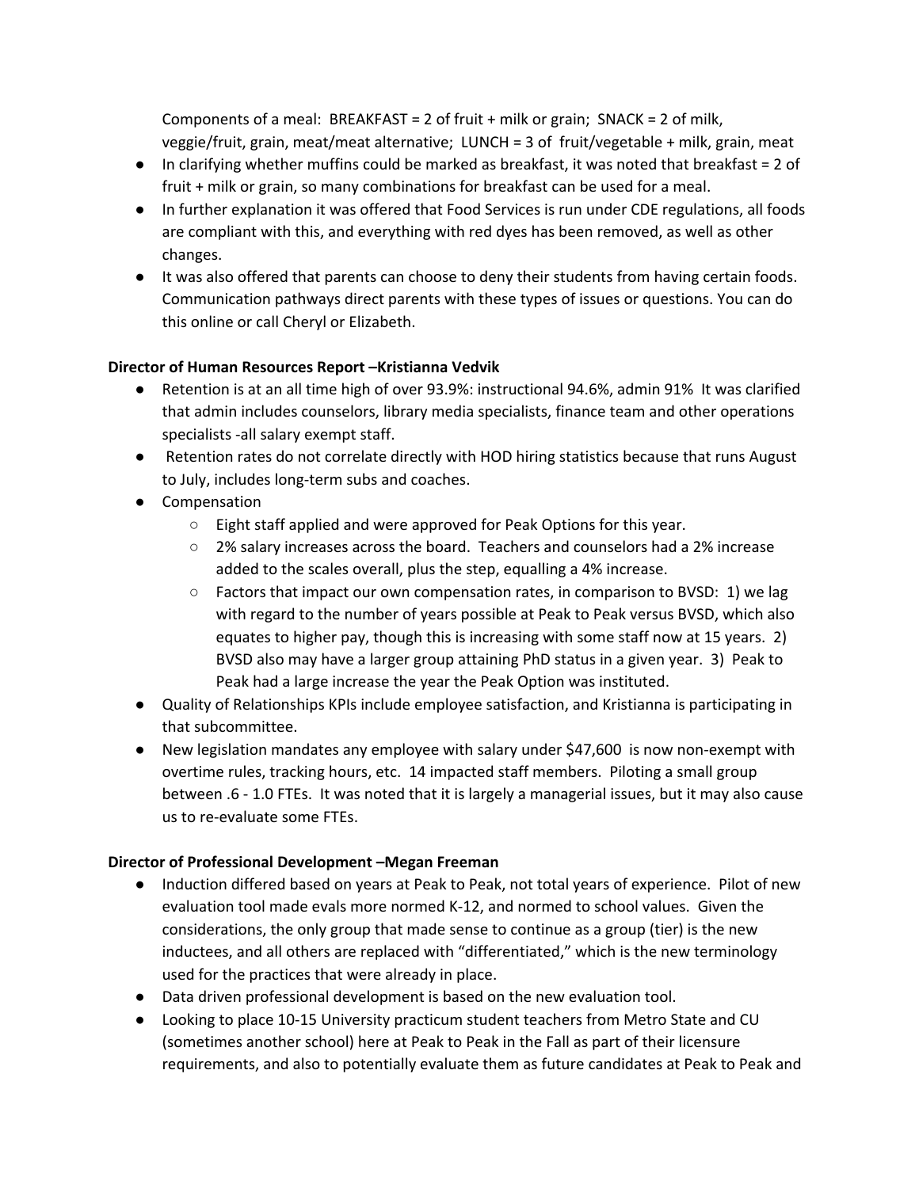Components of a meal: BREAKFAST = 2 of fruit + milk or grain; SNACK = 2 of milk, veggie/fruit, grain, meat/meat alternative; LUNCH = 3 of fruit/vegetable + milk, grain, meat

- In clarifying whether muffins could be marked as breakfast, it was noted that breakfast = 2 of fruit + milk or grain, so many combinations for breakfast can be used for a meal.
- In further explanation it was offered that Food Services is run under CDE regulations, all foods are compliant with this, and everything with red dyes has been removed, as well as other changes.
- It was also offered that parents can choose to deny their students from having certain foods. Communication pathways direct parents with these types of issues or questions. You can do this online or call Cheryl or Elizabeth.

**Director of Human Resources Report –Kristianna Vedvik**

- Retention is at an all time high of over 93.9%: instructional 94.6%, admin 91% It was clarified that admin includes counselors, library media specialists, finance team and other operations specialists -all salary exempt staff.
- Retention rates do not correlate directly with HOD hiring statistics because that runs August to July, includes long-term subs and coaches.
- Compensation
  - Eight staff applied and were approved for Peak Options for this year.
  - 2% salary increases across the board. Teachers and counselors had a 2% increase added to the scales overall, plus the step, equalling a 4% increase.
  - Factors that impact our own compensation rates, in comparison to BVSD: 1) we lag with regard to the number of years possible at Peak to Peak versus BVSD, which also equates to higher pay, though this is increasing with some staff now at 15 years. 2) BVSD also may have a larger group attaining PhD status in a given year. 3) Peak to Peak had a large increase the year the Peak Option was instituted.
- Quality of Relationships KPIs include employee satisfaction, and Kristianna is participating in that subcommittee.
- New legislation mandates any employee with salary under $47,600 is now non-exempt with overtime rules, tracking hours, etc. 14 impacted staff members. Piloting a small group between .6 - 1.0 FTEs. It was noted that it is largely a managerial issues, but it may also cause us to re-evaluate some FTEs.

**Director of Professional Development –Megan Freeman**

- Induction differed based on years at Peak to Peak, not total years of experience. Pilot of new evaluation tool made evals more normed K-12, and normed to school values. Given the considerations, the only group that made sense to continue as a group (tier) is the new inductees, and all others are replaced with "differentiated," which is the new terminology used for the practices that were already in place.
- Data driven professional development is based on the new evaluation tool.
- Looking to place 10-15 University practicum student teachers from Metro State and CU (sometimes another school) here at Peak to Peak in the Fall as part of their licensure requirements, and also to potentially evaluate them as future candidates at Peak to Peak and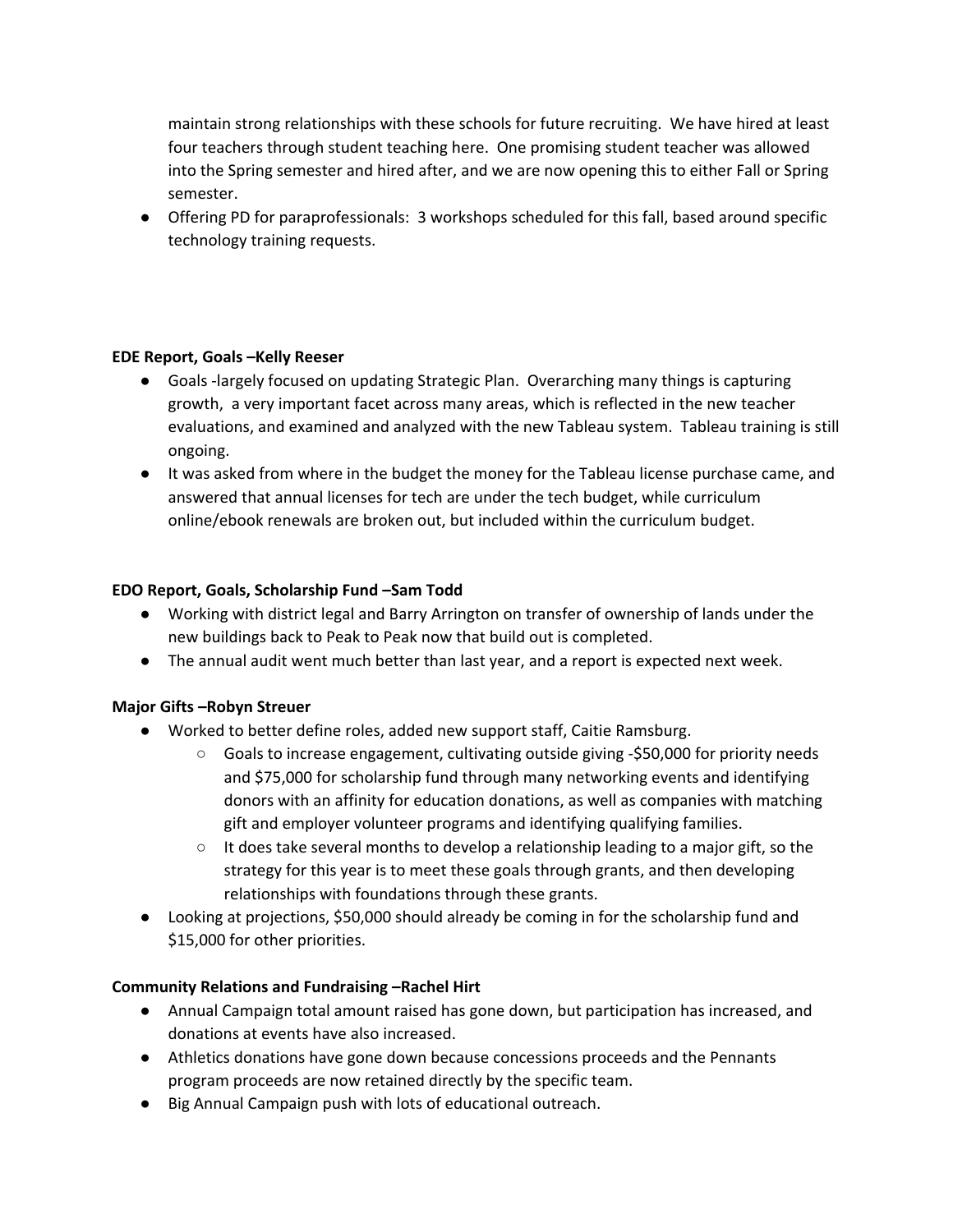maintain strong relationships with these schools for future recruiting. We have hired at least four teachers through student teaching here. One promising student teacher was allowed into the Spring semester and hired after, and we are now opening this to either Fall or Spring semester.

- Offering PD for paraprofessionals: 3 workshops scheduled for this fall, based around specific technology training requests.

**EDE Report, Goals –Kelly Reeser**

- Goals -largely focused on updating Strategic Plan. Overarching many things is capturing growth, a very important facet across many areas, which is reflected in the new teacher evaluations, and examined and analyzed with the new Tableau system. Tableau training is still ongoing.
- It was asked from where in the budget the money for the Tableau license purchase came, and answered that annual licenses for tech are under the tech budget, while curriculum online/ebook renewals are broken out, but included within the curriculum budget.

**EDO Report, Goals, Scholarship Fund –Sam Todd**

- Working with district legal and Barry Arrington on transfer of ownership of lands under the new buildings back to Peak to Peak now that build out is completed.
- The annual audit went much better than last year, and a report is expected next week.

**Major Gifts –Robyn Streuer**

- Worked to better define roles, added new support staff, Caitie Ramsburg.
    - Goals to increase engagement, cultivating outside giving -$50,000 for priority needs and $75,000 for scholarship fund through many networking events and identifying donors with an affinity for education donations, as well as companies with matching gift and employer volunteer programs and identifying qualifying families.
    - It does take several months to develop a relationship leading to a major gift, so the strategy for this year is to meet these goals through grants, and then developing relationships with foundations through these grants.
- Looking at projections, $50,000 should already be coming in for the scholarship fund and $15,000 for other priorities.

**Community Relations and Fundraising –Rachel Hirt**

- Annual Campaign total amount raised has gone down, but participation has increased, and donations at events have also increased.
- Athletics donations have gone down because concessions proceeds and the Pennants program proceeds are now retained directly by the specific team.
- Big Annual Campaign push with lots of educational outreach.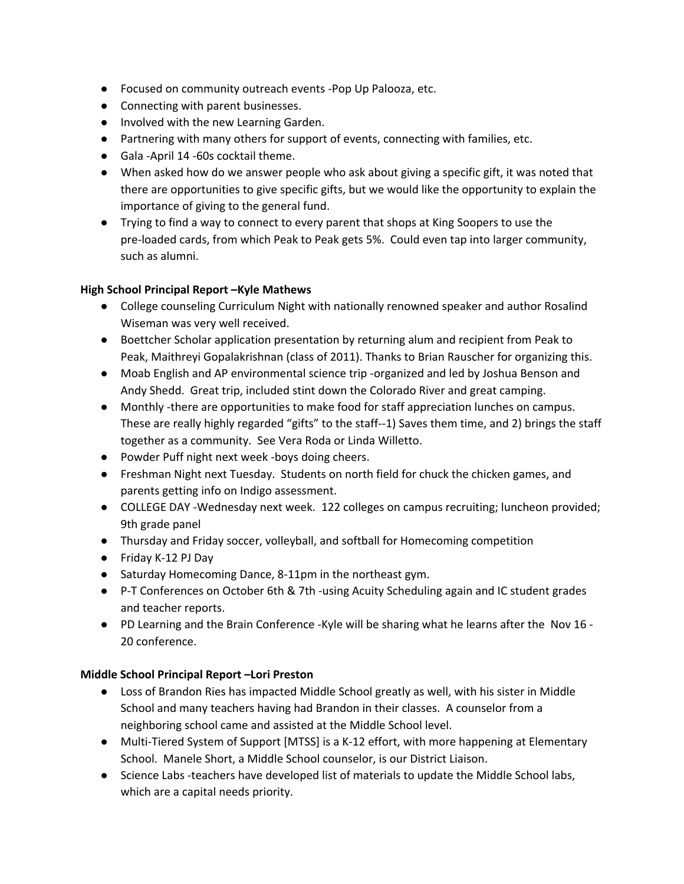- Focused on community outreach events -Pop Up Palooza, etc.
- Connecting with parent businesses.
- Involved with the new Learning Garden.
- Partnering with many others for support of events, connecting with families, etc.
- Gala -April 14 -60s cocktail theme.
- When asked how do we answer people who ask about giving a specific gift, it was noted that there are opportunities to give specific gifts, but we would like the opportunity to explain the importance of giving to the general fund.
- Trying to find a way to connect to every parent that shops at King Soopers to use the pre-loaded cards, from which Peak to Peak gets 5%. Could even tap into larger community, such as alumni.

**High School Principal Report –Kyle Mathews**

- College counseling Curriculum Night with nationally renowned speaker and author Rosalind Wiseman was very well received.
- Boettcher Scholar application presentation by returning alum and recipient from Peak to Peak, Maithreyi Gopalakrishnan (class of 2011). Thanks to Brian Rauscher for organizing this.
- Moab English and AP environmental science trip -organized and led by Joshua Benson and Andy Shedd. Great trip, included stint down the Colorado River and great camping.
- Monthly -there are opportunities to make food for staff appreciation lunches on campus. These are really highly regarded "gifts" to the staff--1) Saves them time, and 2) brings the staff together as a community. See Vera Roda or Linda Willetto.
- Powder Puff night next week -boys doing cheers.
- Freshman Night next Tuesday. Students on north field for chuck the chicken games, and parents getting info on Indigo assessment.
- COLLEGE DAY -Wednesday next week. 122 colleges on campus recruiting; luncheon provided; 9th grade panel
- Thursday and Friday soccer, volleyball, and softball for Homecoming competition
- Friday K-12 PJ Day
- Saturday Homecoming Dance, 8-11pm in the northeast gym.
- P-T Conferences on October 6th & 7th -using Acuity Scheduling again and IC student grades and teacher reports.
- PD Learning and the Brain Conference -Kyle will be sharing what he learns after the Nov 16 - 20 conference.

**Middle School Principal Report –Lori Preston**

- Loss of Brandon Ries has impacted Middle School greatly as well, with his sister in Middle School and many teachers having had Brandon in their classes. A counselor from a neighboring school came and assisted at the Middle School level.
- Multi-Tiered System of Support [MTSS] is a K-12 effort, with more happening at Elementary School. Manele Short, a Middle School counselor, is our District Liaison.
- Science Labs -teachers have developed list of materials to update the Middle School labs, which are a capital needs priority.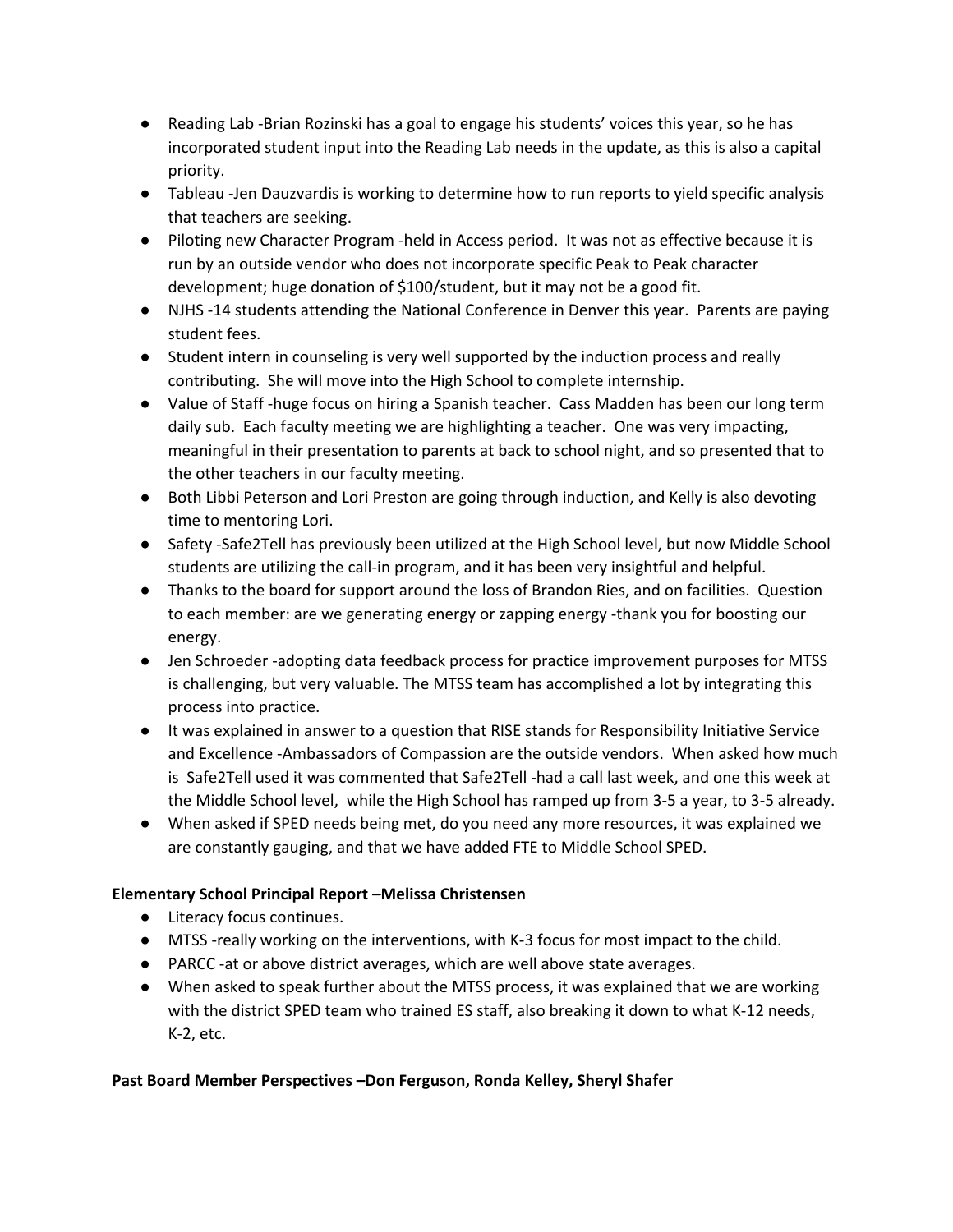- Reading Lab -Brian Rozinski has a goal to engage his students' voices this year, so he has incorporated student input into the Reading Lab needs in the update, as this is also a capital priority.
- Tableau -Jen Dauzvardis is working to determine how to run reports to yield specific analysis that teachers are seeking.
- Piloting new Character Program -held in Access period. It was not as effective because it is run by an outside vendor who does not incorporate specific Peak to Peak character development; huge donation of $100/student, but it may not be a good fit.
- NJHS -14 students attending the National Conference in Denver this year. Parents are paying student fees.
- Student intern in counseling is very well supported by the induction process and really contributing. She will move into the High School to complete internship.
- Value of Staff -huge focus on hiring a Spanish teacher. Cass Madden has been our long term daily sub. Each faculty meeting we are highlighting a teacher. One was very impacting, meaningful in their presentation to parents at back to school night, and so presented that to the other teachers in our faculty meeting.
- Both Libbi Peterson and Lori Preston are going through induction, and Kelly is also devoting time to mentoring Lori.
- Safety -Safe2Tell has previously been utilized at the High School level, but now Middle School students are utilizing the call-in program, and it has been very insightful and helpful.
- Thanks to the board for support around the loss of Brandon Ries, and on facilities. Question to each member: are we generating energy or zapping energy -thank you for boosting our energy.
- Jen Schroeder -adopting data feedback process for practice improvement purposes for MTSS is challenging, but very valuable. The MTSS team has accomplished a lot by integrating this process into practice.
- It was explained in answer to a question that RISE stands for Responsibility Initiative Service and Excellence -Ambassadors of Compassion are the outside vendors. When asked how much is Safe2Tell used it was commented that Safe2Tell -had a call last week, and one this week at the Middle School level, while the High School has ramped up from 3-5 a year, to 3-5 already.
- When asked if SPED needs being met, do you need any more resources, it was explained we are constantly gauging, and that we have added FTE to Middle School SPED.

**Elementary School Principal Report –Melissa Christensen**

- Literacy focus continues.
- MTSS -really working on the interventions, with K-3 focus for most impact to the child.
- PARCC -at or above district averages, which are well above state averages.
- When asked to speak further about the MTSS process, it was explained that we are working with the district SPED team who trained ES staff, also breaking it down to what K-12 needs, K-2, etc.

**Past Board Member Perspectives –Don Ferguson, Ronda Kelley, Sheryl Shafer**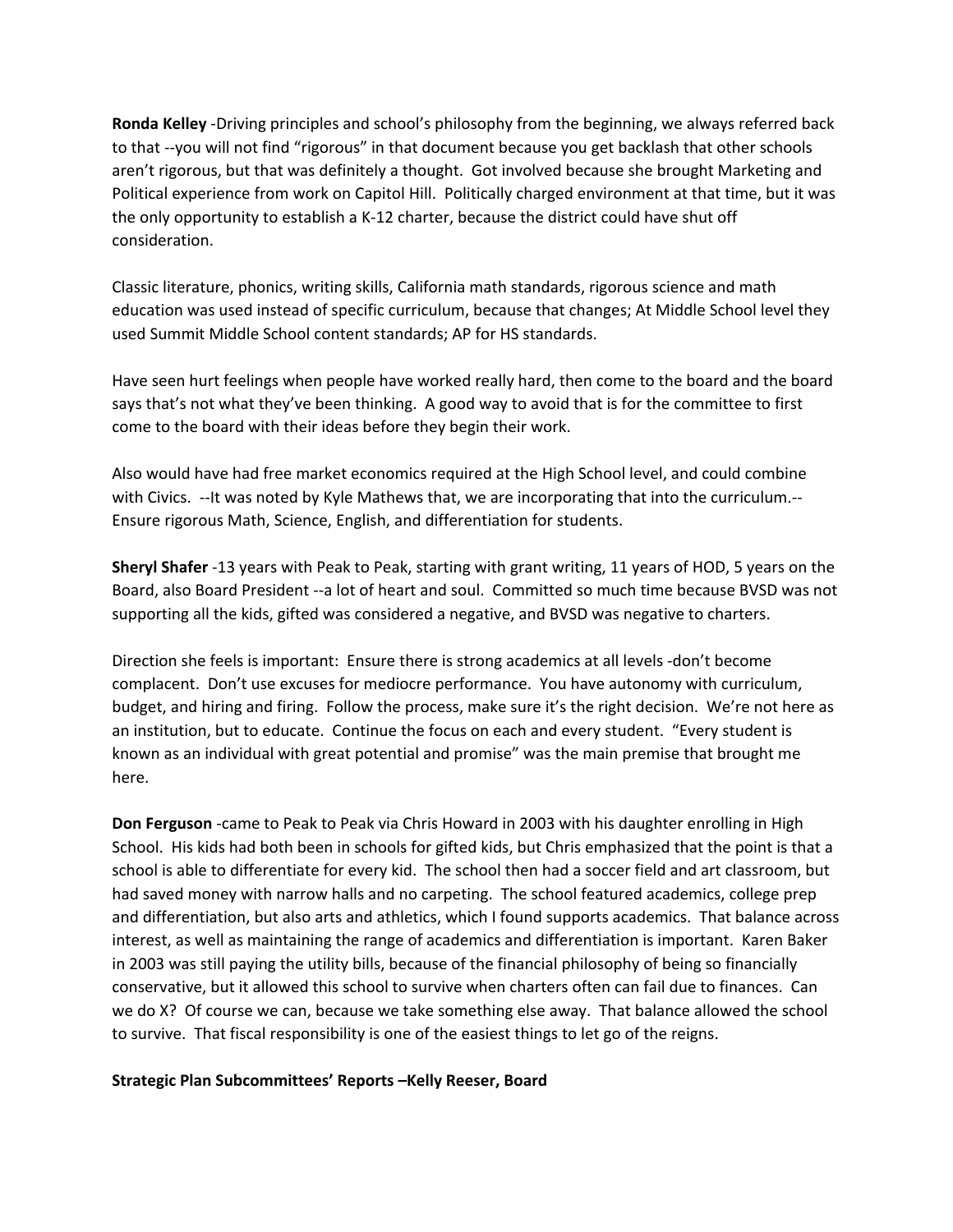**Ronda Kelley** -Driving principles and school's philosophy from the beginning, we always referred back to that --you will not find "rigorous" in that document because you get backlash that other schools aren't rigorous, but that was definitely a thought. Got involved because she brought Marketing and Political experience from work on Capitol Hill. Politically charged environment at that time, but it was the only opportunity to establish a K-12 charter, because the district could have shut off consideration.

Classic literature, phonics, writing skills, California math standards, rigorous science and math education was used instead of specific curriculum, because that changes; At Middle School level they used Summit Middle School content standards; AP for HS standards.

Have seen hurt feelings when people have worked really hard, then come to the board and the board says that's not what they've been thinking. A good way to avoid that is for the committee to first come to the board with their ideas before they begin their work.

Also would have had free market economics required at the High School level, and could combine with Civics. --It was noted by Kyle Mathews that, we are incorporating that into the curriculum.-- Ensure rigorous Math, Science, English, and differentiation for students.

**Sheryl Shafer** -13 years with Peak to Peak, starting with grant writing, 11 years of HOD, 5 years on the Board, also Board President --a lot of heart and soul. Committed so much time because BVSD was not supporting all the kids, gifted was considered a negative, and BVSD was negative to charters.

Direction she feels is important: Ensure there is strong academics at all levels -don't become complacent. Don't use excuses for mediocre performance. You have autonomy with curriculum, budget, and hiring and firing. Follow the process, make sure it's the right decision. We're not here as an institution, but to educate. Continue the focus on each and every student. "Every student is known as an individual with great potential and promise" was the main premise that brought me here.

**Don Ferguson** -came to Peak to Peak via Chris Howard in 2003 with his daughter enrolling in High School. His kids had both been in schools for gifted kids, but Chris emphasized that the point is that a school is able to differentiate for every kid. The school then had a soccer field and art classroom, but had saved money with narrow halls and no carpeting. The school featured academics, college prep and differentiation, but also arts and athletics, which I found supports academics. That balance across interest, as well as maintaining the range of academics and differentiation is important. Karen Baker in 2003 was still paying the utility bills, because of the financial philosophy of being so financially conservative, but it allowed this school to survive when charters often can fail due to finances. Can we do X? Of course we can, because we take something else away. That balance allowed the school to survive. That fiscal responsibility is one of the easiest things to let go of the reigns.

**Strategic Plan Subcommittees' Reports –Kelly Reeser, Board**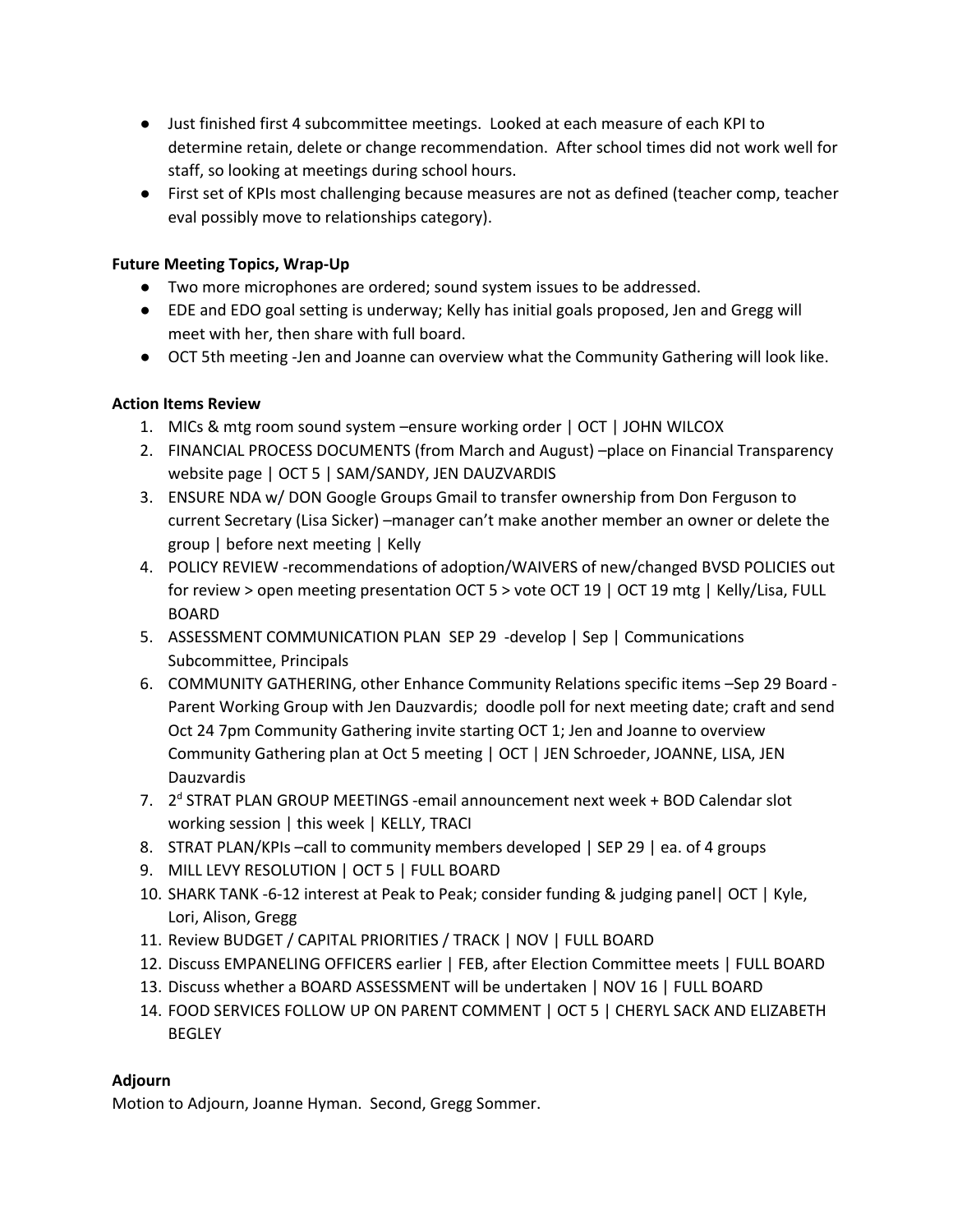- Just finished first 4 subcommittee meetings. Looked at each measure of each KPI to determine retain, delete or change recommendation. After school times did not work well for staff, so looking at meetings during school hours.
- First set of KPIs most challenging because measures are not as defined (teacher comp, teacher eval possibly move to relationships category).

**Future Meeting Topics, Wrap-Up**

- Two more microphones are ordered; sound system issues to be addressed.
- EDE and EDO goal setting is underway; Kelly has initial goals proposed, Jen and Gregg will meet with her, then share with full board.
- OCT 5th meeting -Jen and Joanne can overview what the Community Gathering will look like.

**Action Items Review**

1. MICs & mtg room sound system –ensure working order | OCT | JOHN WILCOX
2. FINANCIAL PROCESS DOCUMENTS (from March and August) –place on Financial Transparency website page | OCT 5 | SAM/SANDY, JEN DAUZVARDIS
3. ENSURE NDA w/ DON Google Groups Gmail to transfer ownership from Don Ferguson to current Secretary (Lisa Sicker) –manager can't make another member an owner or delete the group | before next meeting | Kelly
4. POLICY REVIEW -recommendations of adoption/WAIVERS of new/changed BVSD POLICIES out for review > open meeting presentation OCT 5 > vote OCT 19 | OCT 19 mtg | Kelly/Lisa, FULL BOARD
5. ASSESSMENT COMMUNICATION PLAN SEP 29 -develop | Sep | Communications Subcommittee, Principals
6. COMMUNITY GATHERING, other Enhance Community Relations specific items –Sep 29 Board - Parent Working Group with Jen Dauzvardis; doodle poll for next meeting date; craft and send Oct 24 7pm Community Gathering invite starting OCT 1; Jen and Joanne to overview Community Gathering plan at Oct 5 meeting | OCT | JEN Schroeder, JOANNE, LISA, JEN Dauzvardis
7. 2[d] STRAT PLAN GROUP MEETINGS -email announcement next week + BOD Calendar slot working session | this week | KELLY, TRACI
8. STRAT PLAN/KPIs –call to community members developed | SEP 29 | ea. of 4 groups
9. MILL LEVY RESOLUTION | OCT 5 | FULL BOARD
10. SHARK TANK -6-12 interest at Peak to Peak; consider funding & judging panel| OCT | Kyle, Lori, Alison, Gregg
11. Review BUDGET / CAPITAL PRIORITIES / TRACK | NOV | FULL BOARD
12. Discuss EMPANELING OFFICERS earlier | FEB, after Election Committee meets | FULL BOARD
13. Discuss whether a BOARD ASSESSMENT will be undertaken | NOV 16 | FULL BOARD
14. FOOD SERVICES FOLLOW UP ON PARENT COMMENT | OCT 5 | CHERYL SACK AND ELIZABETH BEGLEY

**Adjourn**

Motion to Adjourn, Joanne Hyman. Second, Gregg Sommer.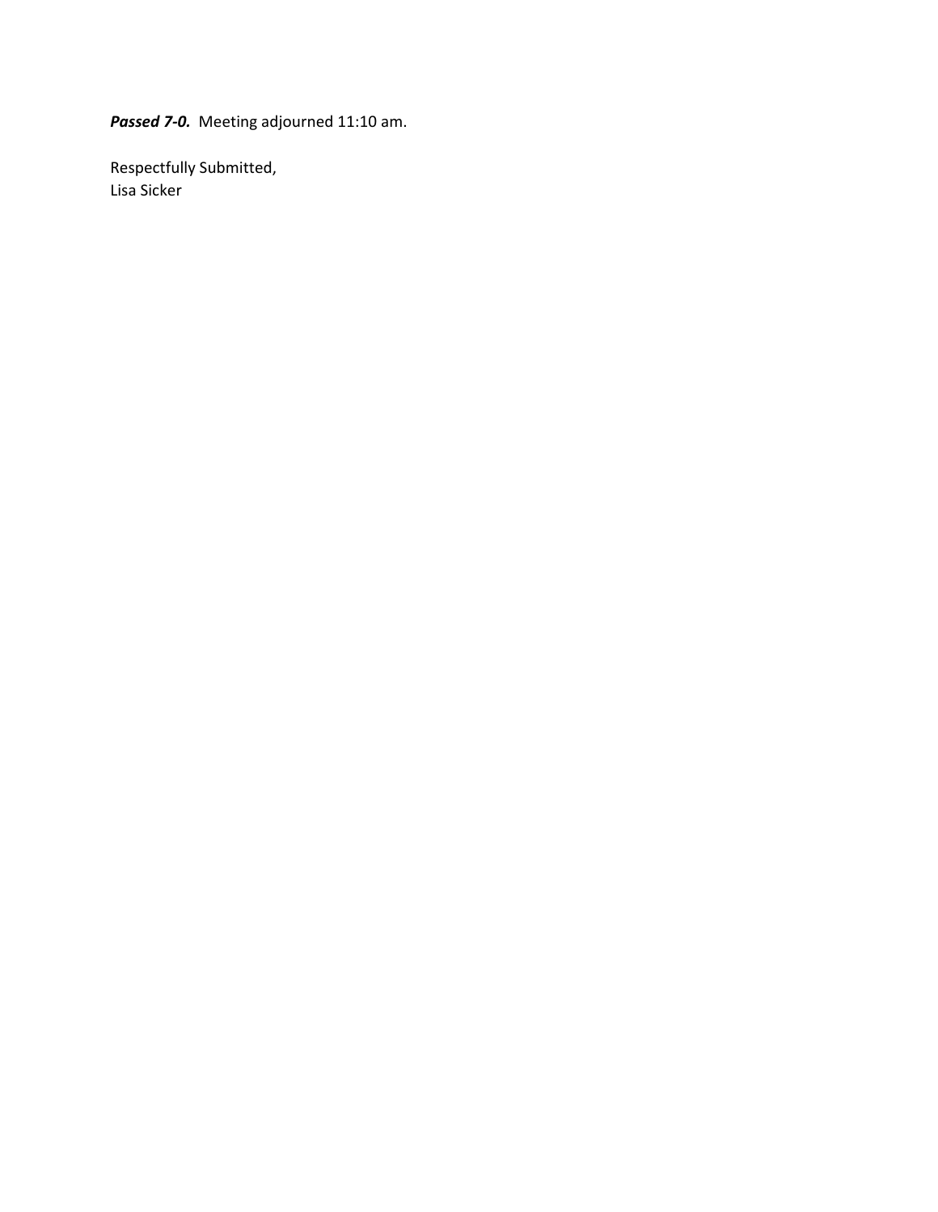***Passed 7-0.*** Meeting adjourned 11:10 am.

Respectfully Submitted,
Lisa Sicker